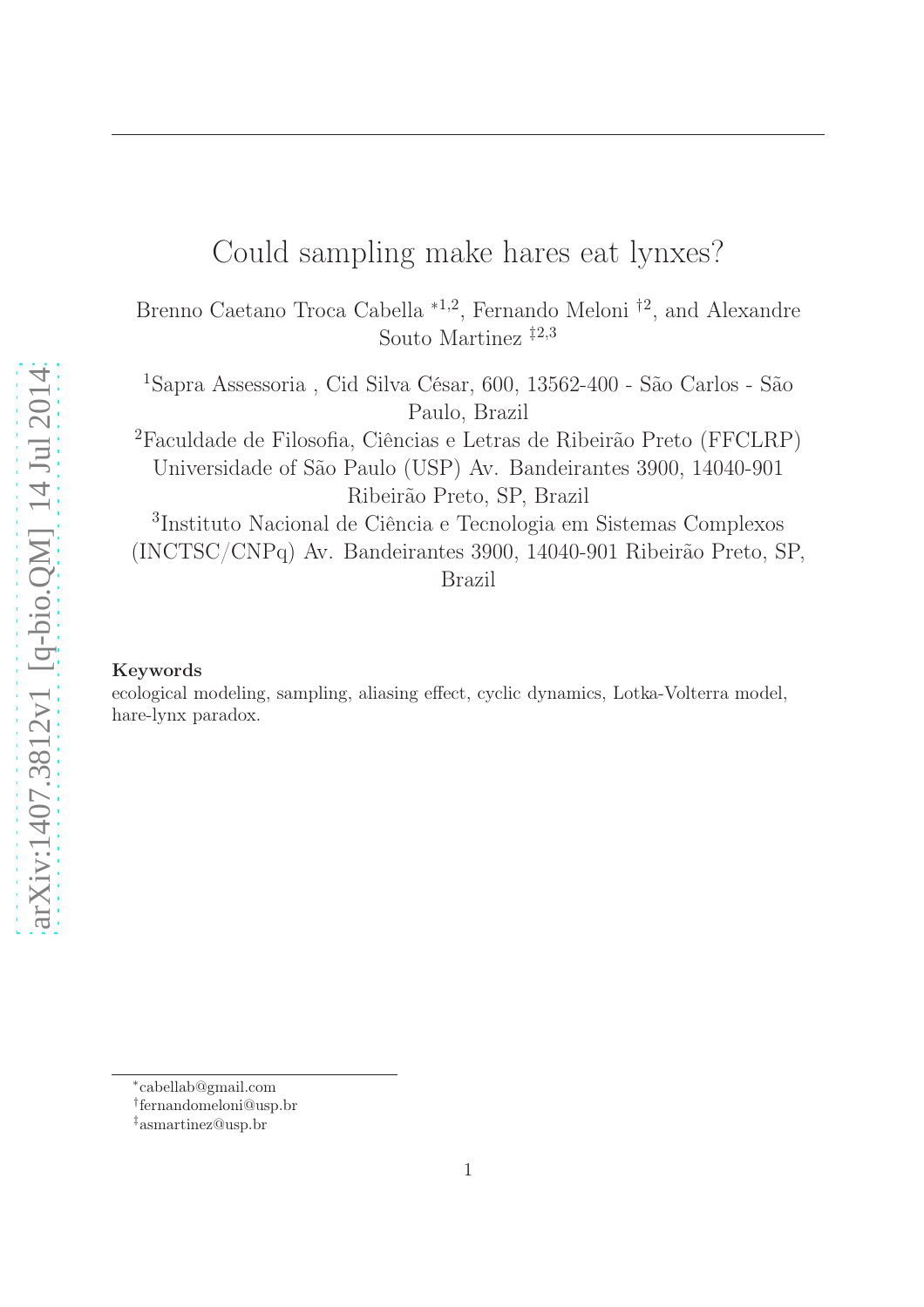# Could sampling make hares eat lynxes?

Brenno Caetano Troca Cabella *[1,2], Fernando Meloni †[2], and Alexandre Souto Martinez ‡[2,3]

[1]Sapra Assessoria , Cid Silva César, 600, 13562-400 - São Carlos - São Paulo, Brazil

[2]Faculdade de Filosofia, Ciências e Letras de Ribeirão Preto (FFCLRP) Universidade of São Paulo (USP) Av. Bandeirantes 3900, 14040-901 Ribeirão Preto, SP, Brazil

[3]Instituto Nacional de Ciência e Tecnologia em Sistemas Complexos (INCTSC/CNPq) Av. Bandeirantes 3900, 14040-901 Ribeirão Preto, SP, Brazil

**Keywords**

ecological modeling, sampling, aliasing effect, cyclic dynamics, Lotka-Volterra model, hare-lynx paradox.

*cabellab@gmail.com

†fernandomeloni@usp.br

‡asmartinez@usp.br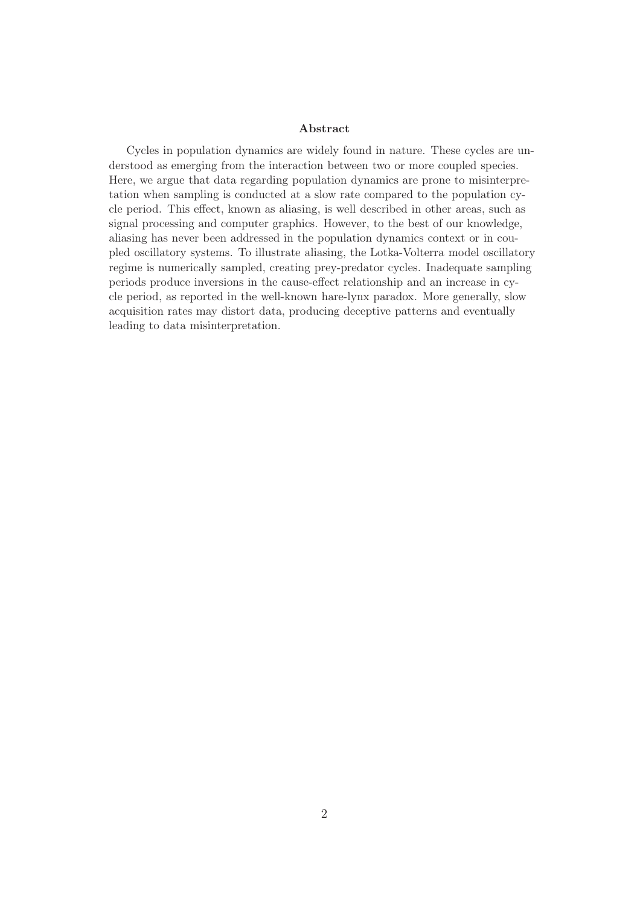## Abstract

Cycles in population dynamics are widely found in nature. These cycles are understood as emerging from the interaction between two or more coupled species. Here, we argue that data regarding population dynamics are prone to misinterpretation when sampling is conducted at a slow rate compared to the population cycle period. This effect, known as aliasing, is well described in other areas, such as signal processing and computer graphics. However, to the best of our knowledge, aliasing has never been addressed in the population dynamics context or in coupled oscillatory systems. To illustrate aliasing, the Lotka-Volterra model oscillatory regime is numerically sampled, creating prey-predator cycles. Inadequate sampling periods produce inversions in the cause-effect relationship and an increase in cycle period, as reported in the well-known hare-lynx paradox. More generally, slow acquisition rates may distort data, producing deceptive patterns and eventually leading to data misinterpretation.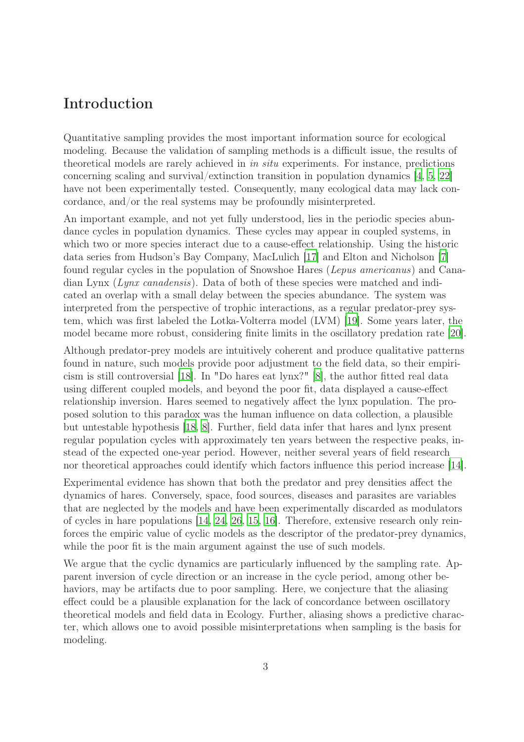## Introduction

Quantitative sampling provides the most important information source for ecological modeling. Because the validation of sampling methods is a difficult issue, the results of theoretical models are rarely achieved in *in situ* experiments. For instance, predictions concerning scaling and survival/extinction transition in population dynamics [4, 5, 22] have not been experimentally tested. Consequently, many ecological data may lack concordance, and/or the real systems may be profoundly misinterpreted.

An important example, and not yet fully understood, lies in the periodic species abundance cycles in population dynamics. These cycles may appear in coupled systems, in which two or more species interact due to a cause-effect relationship. Using the historic data series from Hudson's Bay Company, MacLulich [17] and Elton and Nicholson [7] found regular cycles in the population of Snowshoe Hares (*Lepus americanus*) and Canadian Lynx (*Lynx canadensis*). Data of both of these species were matched and indicated an overlap with a small delay between the species abundance. The system was interpreted from the perspective of trophic interactions, as a regular predator-prey system, which was first labeled the Lotka-Volterra model (LVM) [19]. Some years later, the model became more robust, considering finite limits in the oscillatory predation rate [20].

Although predator-prey models are intuitively coherent and produce qualitative patterns found in nature, such models provide poor adjustment to the field data, so their empiricism is still controversial [18]. In "Do hares eat lynx?" [8], the author fitted real data using different coupled models, and beyond the poor fit, data displayed a cause-effect relationship inversion. Hares seemed to negatively affect the lynx population. The proposed solution to this paradox was the human influence on data collection, a plausible but untestable hypothesis [18, 8]. Further, field data infer that hares and lynx present regular population cycles with approximately ten years between the respective peaks, instead of the expected one-year period. However, neither several years of field research nor theoretical approaches could identify which factors influence this period increase [14].

Experimental evidence has shown that both the predator and prey densities affect the dynamics of hares. Conversely, space, food sources, diseases and parasites are variables that are neglected by the models and have been experimentally discarded as modulators of cycles in hare populations [14, 24, 26, 15, 16]. Therefore, extensive research only reinforces the empiric value of cyclic models as the descriptor of the predator-prey dynamics, while the poor fit is the main argument against the use of such models.

We argue that the cyclic dynamics are particularly influenced by the sampling rate. Apparent inversion of cycle direction or an increase in the cycle period, among other behaviors, may be artifacts due to poor sampling. Here, we conjecture that the aliasing effect could be a plausible explanation for the lack of concordance between oscillatory theoretical models and field data in Ecology. Further, aliasing shows a predictive character, which allows one to avoid possible misinterpretations when sampling is the basis for modeling.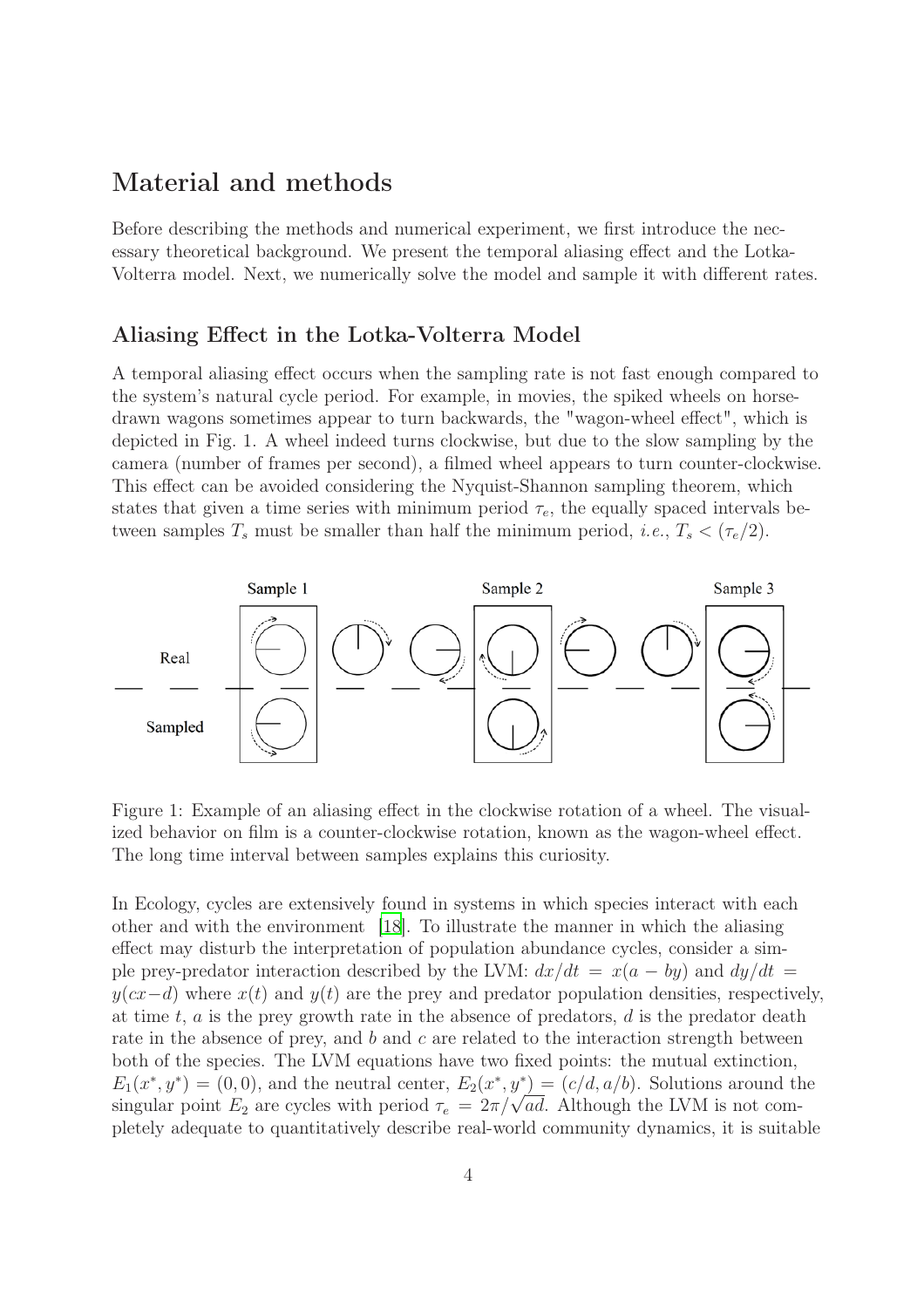# Material and methods

Before describing the methods and numerical experiment, we first introduce the necessary theoretical background. We present the temporal aliasing effect and the Lotka-Volterra model. Next, we numerically solve the model and sample it with different rates.

## Aliasing Effect in the Lotka-Volterra Model

A temporal aliasing effect occurs when the sampling rate is not fast enough compared to the system's natural cycle period. For example, in movies, the spiked wheels on horse-drawn wagons sometimes appear to turn backwards, the "wagon-wheel effect", which is depicted in Fig. 1. A wheel indeed turns clockwise, but due to the slow sampling by the camera (number of frames per second), a filmed wheel appears to turn counter-clockwise. This effect can be avoided considering the Nyquist-Shannon sampling theorem, which states that given a time series with minimum period $\tau_e$, the equally spaced intervals between samples $T_s$ must be smaller than half the minimum period, *i.e.*, $T_s < (\tau_e/2)$.

Figure 1: Example of an aliasing effect in the clockwise rotation of a wheel. The visualized behavior on film is a counter-clockwise rotation, known as the wagon-wheel effect. The long time interval between samples explains this curiosity.

In Ecology, cycles are extensively found in systems in which species interact with each other and with the environment [18]. To illustrate the manner in which the aliasing effect may disturb the interpretation of population abundance cycles, consider a simple prey-predator interaction described by the LVM: $dx/dt = x(a - by)$ and $dy/dt = y(cx - d)$ where $x(t)$ and $y(t)$ are the prey and predator population densities, respectively, at time $t$, $a$ is the prey growth rate in the absence of predators, $d$ is the predator death rate in the absence of prey, and $b$ and $c$ are related to the interaction strength between both of the species. The LVM equations have two fixed points: the mutual extinction, $E_1(x^*, y^*) = (0, 0)$, and the neutral center, $E_2(x^*, y^*) = (c/d, a/b)$. Solutions around the singular point $E_2$ are cycles with period $\tau_e = 2\pi/\sqrt{ad}$. Although the LVM is not completely adequate to quantitatively describe real-world community dynamics, it is suitable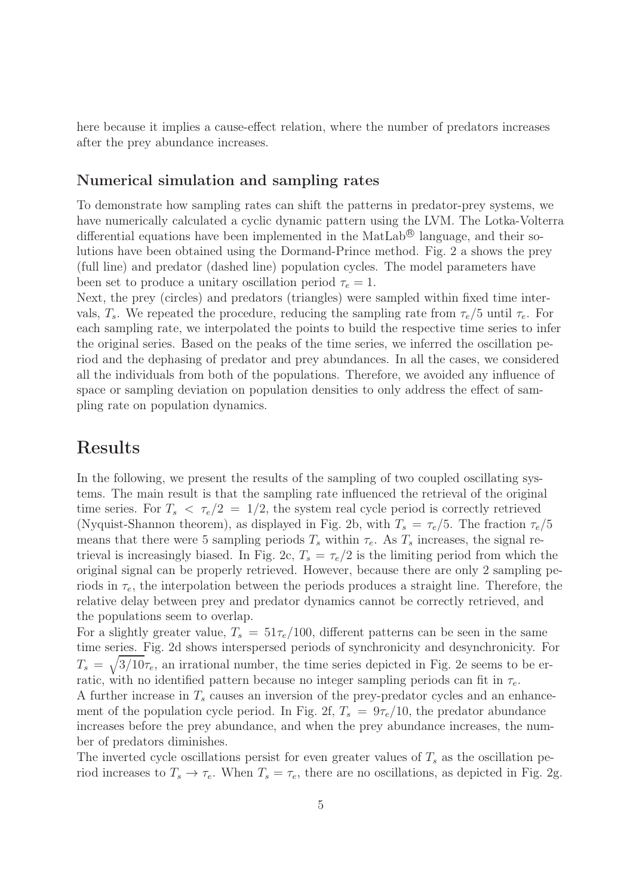here because it implies a cause-effect relation, where the number of predators increases after the prey abundance increases.

### Numerical simulation and sampling rates

To demonstrate how sampling rates can shift the patterns in predator-prey systems, we have numerically calculated a cyclic dynamic pattern using the LVM. The Lotka-Volterra differential equations have been implemented in the MatLab® language, and their solutions have been obtained using the Dormand-Prince method. Fig. 2 a shows the prey (full line) and predator (dashed line) population cycles. The model parameters have been set to produce a unitary oscillation period $\tau_e = 1$.

Next, the prey (circles) and predators (triangles) were sampled within fixed time intervals, $T_s$. We repeated the procedure, reducing the sampling rate from $\tau_e/5$ until $\tau_e$. For each sampling rate, we interpolated the points to build the respective time series to infer the original series. Based on the peaks of the time series, we inferred the oscillation period and the dephasing of predator and prey abundances. In all the cases, we considered all the individuals from both of the populations. Therefore, we avoided any influence of space or sampling deviation on population densities to only address the effect of sampling rate on population dynamics.

## Results

In the following, we present the results of the sampling of two coupled oscillating systems. The main result is that the sampling rate influenced the retrieval of the original time series. For $T_s < \tau_e/2 = 1/2$, the system real cycle period is correctly retrieved (Nyquist-Shannon theorem), as displayed in Fig. 2b, with $T_s = \tau_e/5$. The fraction $\tau_e/5$ means that there were 5 sampling periods $T_s$ within $\tau_e$. As $T_s$ increases, the signal retrieval is increasingly biased. In Fig. 2c, $T_s = \tau_e/2$ is the limiting period from which the original signal can be properly retrieved. However, because there are only 2 sampling periods in $\tau_e$, the interpolation between the periods produces a straight line. Therefore, the relative delay between prey and predator dynamics cannot be correctly retrieved, and the populations seem to overlap.

For a slightly greater value, $T_s = 51\tau_e/100$, different patterns can be seen in the same time series. Fig. 2d shows interspersed periods of synchronicity and desynchronicity. For $T_s = \sqrt{3/10}\tau_e$, an irrational number, the time series depicted in Fig. 2e seems to be erratic, with no identified pattern because no integer sampling periods can fit in $\tau_e$.

A further increase in $T_s$ causes an inversion of the prey-predator cycles and an enhancement of the population cycle period. In Fig. 2f, $T_s = 9\tau_e/10$, the predator abundance increases before the prey abundance, and when the prey abundance increases, the number of predators diminishes.

The inverted cycle oscillations persist for even greater values of $T_s$ as the oscillation period increases to $T_s \to \tau_e$. When $T_s = \tau_e$, there are no oscillations, as depicted in Fig. 2g.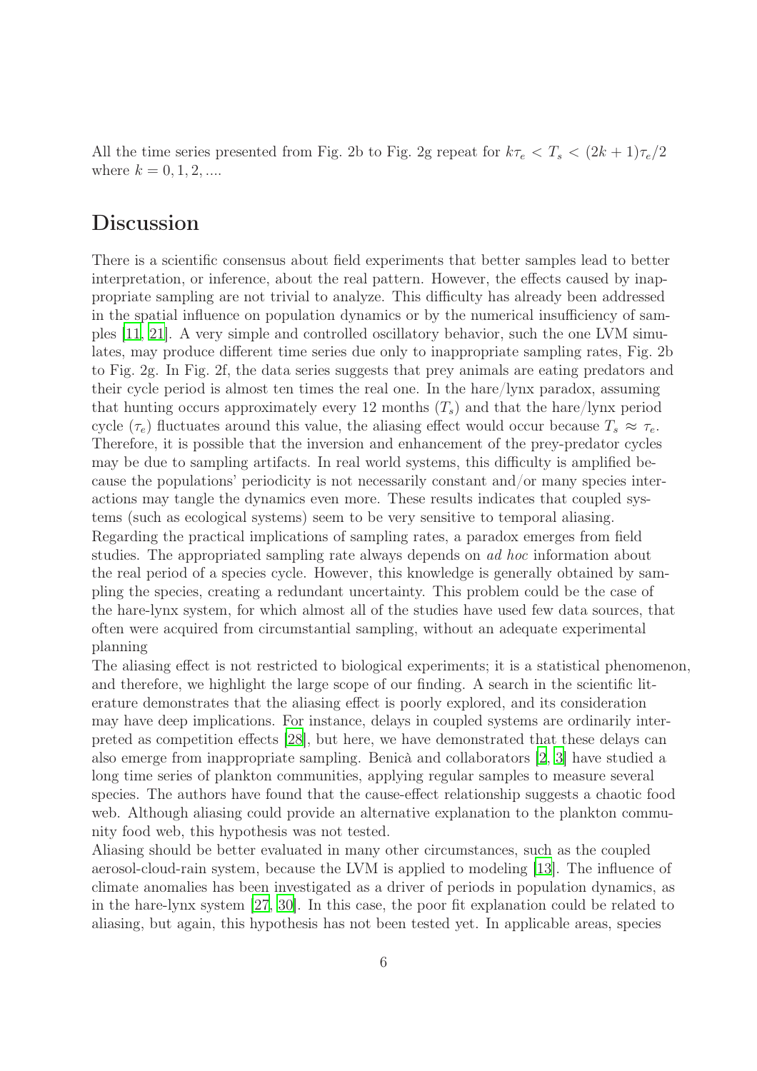All the time series presented from Fig. 2b to Fig. 2g repeat for $k\tau_e < T_s < (2k+1)\tau_e/2$ where $k = 0, 1, 2, ....$

# Discussion

There is a scientific consensus about field experiments that better samples lead to better interpretation, or inference, about the real pattern. However, the effects caused by inappropriate sampling are not trivial to analyze. This difficulty has already been addressed in the spatial influence on population dynamics or by the numerical insufficiency of samples [11, 21]. A very simple and controlled oscillatory behavior, such the one LVM simulates, may produce different time series due only to inappropriate sampling rates, Fig. 2b to Fig. 2g. In Fig. 2f, the data series suggests that prey animals are eating predators and their cycle period is almost ten times the real one. In the hare/lynx paradox, assuming that hunting occurs approximately every 12 months ($T_s$) and that the hare/lynx period cycle ($\tau_e$) fluctuates around this value, the aliasing effect would occur because $T_s \approx \tau_e$. Therefore, it is possible that the inversion and enhancement of the prey-predator cycles may be due to sampling artifacts. In real world systems, this difficulty is amplified because the populations' periodicity is not necessarily constant and/or many species interactions may tangle the dynamics even more. These results indicates that coupled systems (such as ecological systems) seem to be very sensitive to temporal aliasing.
Regarding the practical implications of sampling rates, a paradox emerges from field studies. The appropriated sampling rate always depends on *ad hoc* information about the real period of a species cycle. However, this knowledge is generally obtained by sampling the species, creating a redundant uncertainty. This problem could be the case of the hare-lynx system, for which almost all of the studies have used few data sources, that often were acquired from circumstantial sampling, without an adequate experimental planning
The aliasing effect is not restricted to biological experiments; it is a statistical phenomenon, and therefore, we highlight the large scope of our finding. A search in the scientific literature demonstrates that the aliasing effect is poorly explored, and its consideration may have deep implications. For instance, delays in coupled systems are ordinarily interpreted as competition effects [28], but here, we have demonstrated that these delays can also emerge from inappropriate sampling. Benicà and collaborators [2, 3] have studied a long time series of plankton communities, applying regular samples to measure several species. The authors have found that the cause-effect relationship suggests a chaotic food web. Although aliasing could provide an alternative explanation to the plankton community food web, this hypothesis was not tested.
Aliasing should be better evaluated in many other circumstances, such as the coupled aerosol-cloud-rain system, because the LVM is applied to modeling [13]. The influence of climate anomalies has been investigated as a driver of periods in population dynamics, as in the hare-lynx system [27, 30]. In this case, the poor fit explanation could be related to aliasing, but again, this hypothesis has not been tested yet. In applicable areas, species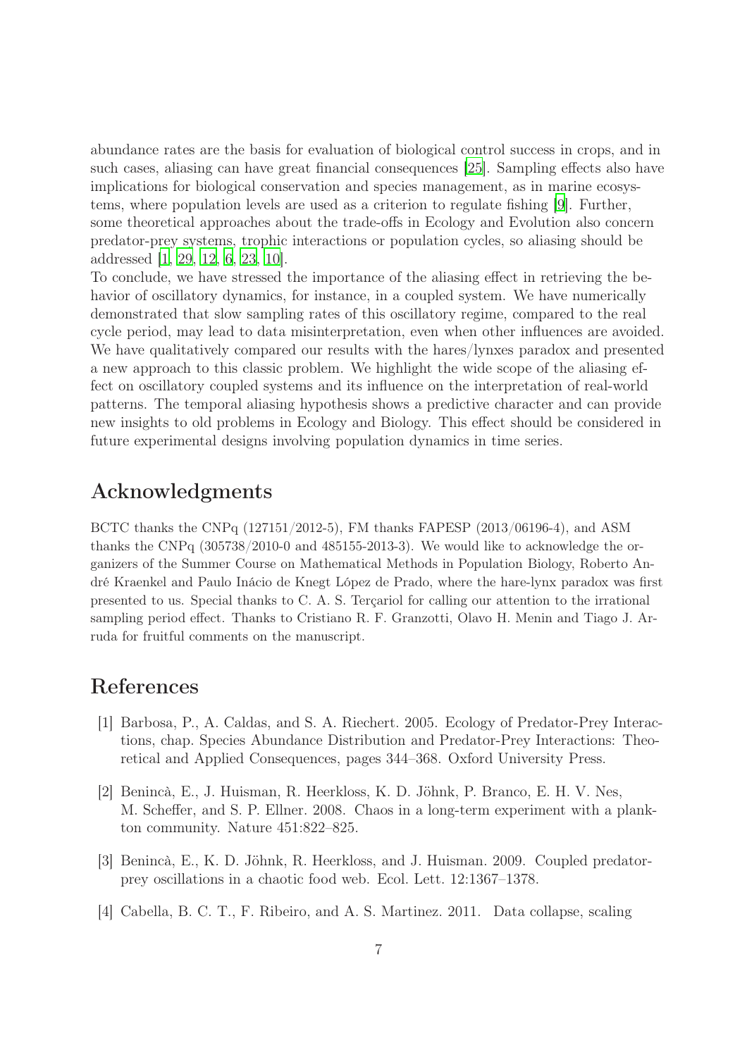abundance rates are the basis for evaluation of biological control success in crops, and in such cases, aliasing can have great financial consequences [25]. Sampling effects also have implications for biological conservation and species management, as in marine ecosystems, where population levels are used as a criterion to regulate fishing [9]. Further, some theoretical approaches about the trade-offs in Ecology and Evolution also concern predator-prey systems, trophic interactions or population cycles, so aliasing should be addressed [1, 29, 12, 6, 23, 10].

To conclude, we have stressed the importance of the aliasing effect in retrieving the behavior of oscillatory dynamics, for instance, in a coupled system. We have numerically demonstrated that slow sampling rates of this oscillatory regime, compared to the real cycle period, may lead to data misinterpretation, even when other influences are avoided. We have qualitatively compared our results with the hares/lynxes paradox and presented a new approach to this classic problem. We highlight the wide scope of the aliasing effect on oscillatory coupled systems and its influence on the interpretation of real-world patterns. The temporal aliasing hypothesis shows a predictive character and can provide new insights to old problems in Ecology and Biology. This effect should be considered in future experimental designs involving population dynamics in time series.

## Acknowledgments

BCTC thanks the CNPq (127151/2012-5), FM thanks FAPESP (2013/06196-4), and ASM thanks the CNPq (305738/2010-0 and 485155-2013-3). We would like to acknowledge the organizers of the Summer Course on Mathematical Methods in Population Biology, Roberto André Kraenkel and Paulo Inácio de Knegt López de Prado, where the hare-lynx paradox was first presented to us. Special thanks to C. A. S. Terçariol for calling our attention to the irrational sampling period effect. Thanks to Cristiano R. F. Granzotti, Olavo H. Menin and Tiago J. Arruda for fruitful comments on the manuscript.

## References

[1] Barbosa, P., A. Caldas, and S. A. Riechert. 2005. Ecology of Predator-Prey Interactions, chap. Species Abundance Distribution and Predator-Prey Interactions: Theoretical and Applied Consequences, pages 344–368. Oxford University Press.

[2] Benincà, E., J. Huisman, R. Heerkloss, K. D. Jöhnk, P. Branco, E. H. V. Nes, M. Scheffer, and S. P. Ellner. 2008. Chaos in a long-term experiment with a plankton community. Nature 451:822–825.

[3] Benincà, E., K. D. Jöhnk, R. Heerkloss, and J. Huisman. 2009. Coupled predator-prey oscillations in a chaotic food web. Ecol. Lett. 12:1367–1378.

[4] Cabella, B. C. T., F. Ribeiro, and A. S. Martinez. 2011. Data collapse, scaling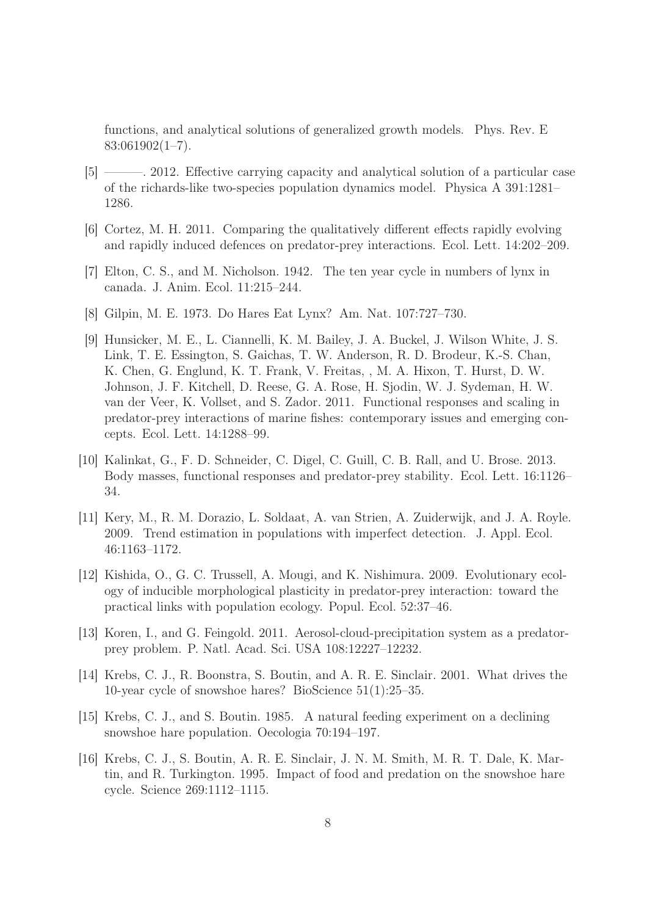functions, and analytical solutions of generalized growth models. Phys. Rev. E 83:061902(1–7).

[5] ———. 2012. Effective carrying capacity and analytical solution of a particular case of the richards-like two-species population dynamics model. Physica A 391:1281–1286.

[6] Cortez, M. H. 2011. Comparing the qualitatively different effects rapidly evolving and rapidly induced defences on predator-prey interactions. Ecol. Lett. 14:202–209.

[7] Elton, C. S., and M. Nicholson. 1942. The ten year cycle in numbers of lynx in canada. J. Anim. Ecol. 11:215–244.

[8] Gilpin, M. E. 1973. Do Hares Eat Lynx? Am. Nat. 107:727–730.

[9] Hunsicker, M. E., L. Ciannelli, K. M. Bailey, J. A. Buckel, J. Wilson White, J. S. Link, T. E. Essington, S. Gaichas, T. W. Anderson, R. D. Brodeur, K.-S. Chan, K. Chen, G. Englund, K. T. Frank, V. Freitas, , M. A. Hixon, T. Hurst, D. W. Johnson, J. F. Kitchell, D. Reese, G. A. Rose, H. Sjodin, W. J. Sydeman, H. W. van der Veer, K. Vollset, and S. Zador. 2011. Functional responses and scaling in predator-prey interactions of marine fishes: contemporary issues and emerging concepts. Ecol. Lett. 14:1288–99.

[10] Kalinkat, G., F. D. Schneider, C. Digel, C. Guill, C. B. Rall, and U. Brose. 2013. Body masses, functional responses and predator-prey stability. Ecol. Lett. 16:1126–34.

[11] Kery, M., R. M. Dorazio, L. Soldaat, A. van Strien, A. Zuiderwijk, and J. A. Royle. 2009. Trend estimation in populations with imperfect detection. J. Appl. Ecol. 46:1163–1172.

[12] Kishida, O., G. C. Trussell, A. Mougi, and K. Nishimura. 2009. Evolutionary ecology of inducible morphological plasticity in predator-prey interaction: toward the practical links with population ecology. Popul. Ecol. 52:37–46.

[13] Koren, I., and G. Feingold. 2011. Aerosol-cloud-precipitation system as a predator-prey problem. P. Natl. Acad. Sci. USA 108:12227–12232.

[14] Krebs, C. J., R. Boonstra, S. Boutin, and A. R. E. Sinclair. 2001. What drives the 10-year cycle of snowshoe hares? BioScience 51(1):25–35.

[15] Krebs, C. J., and S. Boutin. 1985. A natural feeding experiment on a declining snowshoe hare population. Oecologia 70:194–197.

[16] Krebs, C. J., S. Boutin, A. R. E. Sinclair, J. N. M. Smith, M. R. T. Dale, K. Martin, and R. Turkington. 1995. Impact of food and predation on the snowshoe hare cycle. Science 269:1112–1115.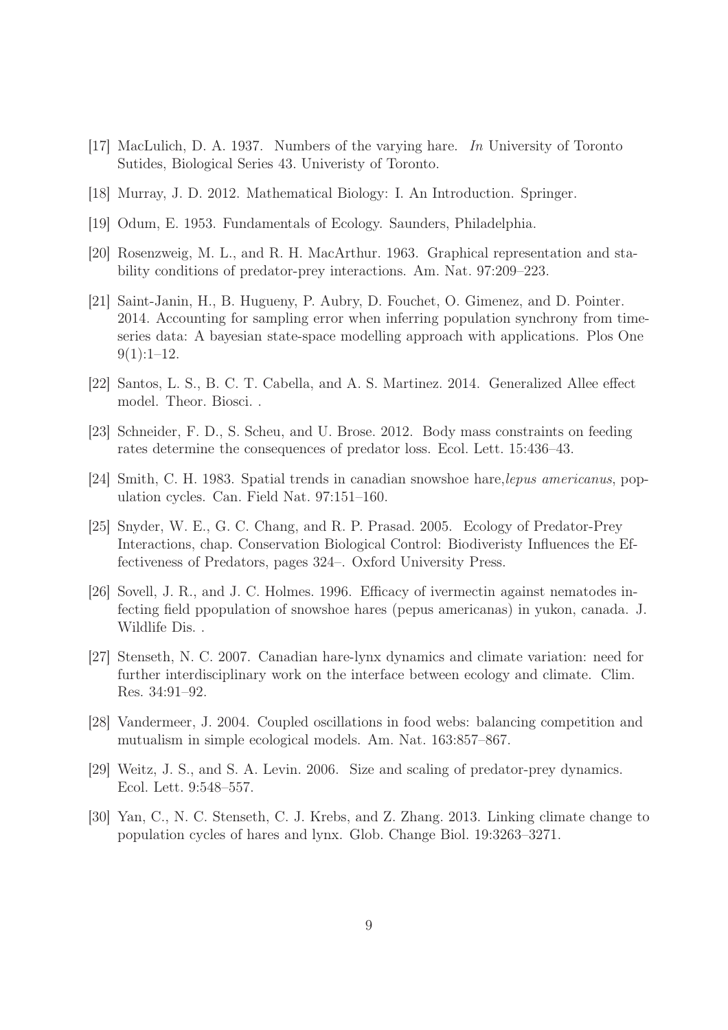[17] MacLulich, D. A. 1937. Numbers of the varying hare. *In* University of Toronto Sutides, Biological Series 43. Univeristy of Toronto.

[18] Murray, J. D. 2012. Mathematical Biology: I. An Introduction. Springer.

[19] Odum, E. 1953. Fundamentals of Ecology. Saunders, Philadelphia.

[20] Rosenzweig, M. L., and R. H. MacArthur. 1963. Graphical representation and stability conditions of predator-prey interactions. Am. Nat. 97:209–223.

[21] Saint-Janin, H., B. Hugueny, P. Aubry, D. Fouchet, O. Gimenez, and D. Pointer. 2014. Accounting for sampling error when inferring population synchrony from time-series data: A bayesian state-space modelling approach with applications. Plos One 9(1):1–12.

[22] Santos, L. S., B. C. T. Cabella, and A. S. Martinez. 2014. Generalized Allee effect model. Theor. Biosci. .

[23] Schneider, F. D., S. Scheu, and U. Brose. 2012. Body mass constraints on feeding rates determine the consequences of predator loss. Ecol. Lett. 15:436–43.

[24] Smith, C. H. 1983. Spatial trends in canadian snowshoe hare,*lepus americanus*, population cycles. Can. Field Nat. 97:151–160.

[25] Snyder, W. E., G. C. Chang, and R. P. Prasad. 2005. Ecology of Predator-Prey Interactions, chap. Conservation Biological Control: Biodiveristy Influences the Effectiveness of Predators, pages 324–. Oxford University Press.

[26] Sovell, J. R., and J. C. Holmes. 1996. Efficacy of ivermectin against nematodes infecting field ppopulation of snowshoe hares (pepus americanas) in yukon, canada. J. Wildlife Dis. .

[27] Stenseth, N. C. 2007. Canadian hare-lynx dynamics and climate variation: need for further interdisciplinary work on the interface between ecology and climate. Clim. Res. 34:91–92.

[28] Vandermeer, J. 2004. Coupled oscillations in food webs: balancing competition and mutualism in simple ecological models. Am. Nat. 163:857–867.

[29] Weitz, J. S., and S. A. Levin. 2006. Size and scaling of predator-prey dynamics. Ecol. Lett. 9:548–557.

[30] Yan, C., N. C. Stenseth, C. J. Krebs, and Z. Zhang. 2013. Linking climate change to population cycles of hares and lynx. Glob. Change Biol. 19:3263–3271.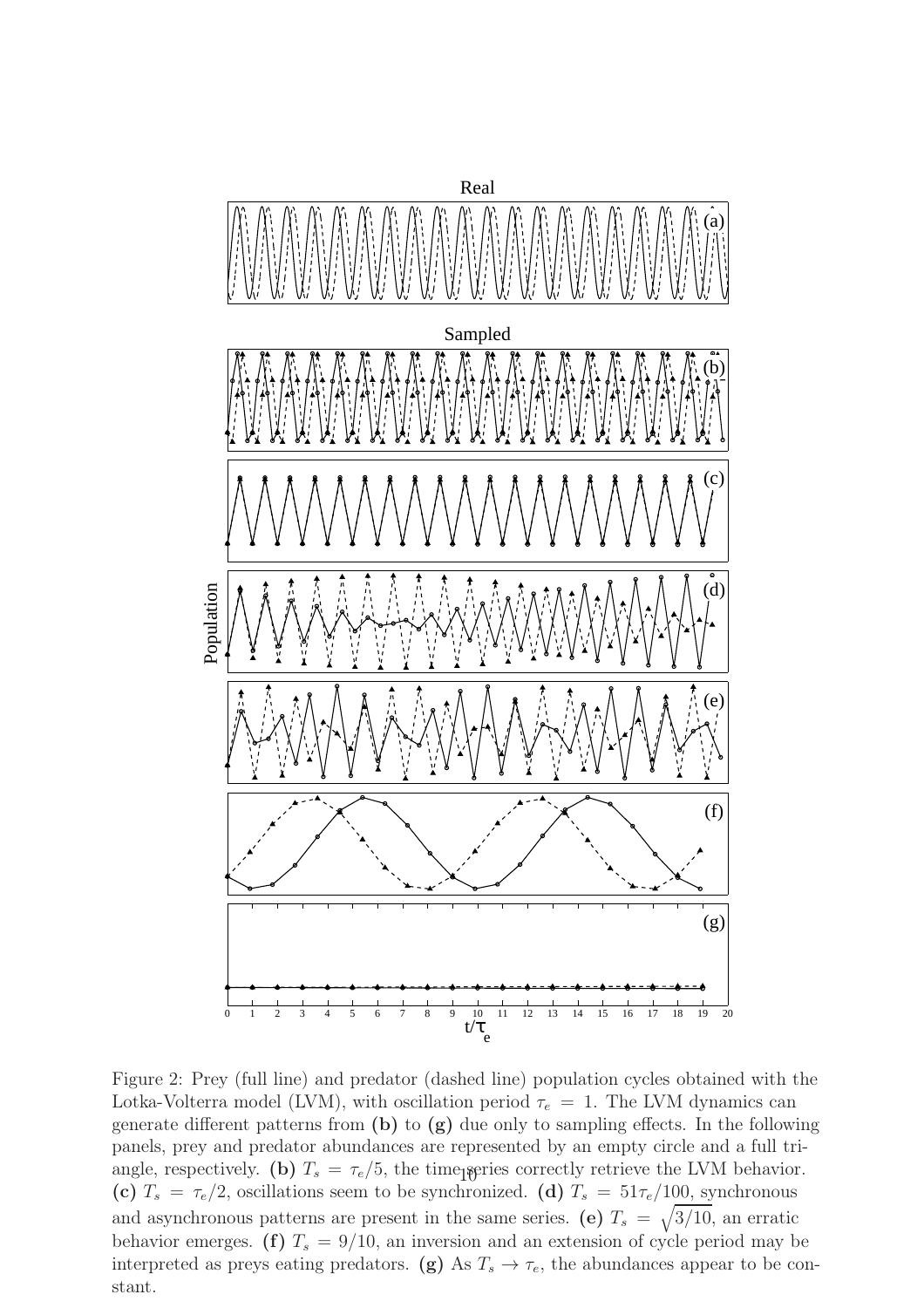Real

Sampled

Population

(a)

(b)

(c)

(d)

(e)

(f)

(g)

0 1 2 3 4 5 6 7 8 9 10 11 12 13 14 15 16 17 18 19 20

$t/\tau_e$

Figure 2: Prey (full line) and predator (dashed line) population cycles obtained with the Lotka-Volterra model (LVM), with oscillation period $\tau_e = 1$. The LVM dynamics can generate different patterns from **(b)** to **(g)** due only to sampling effects. In the following panels, prey and predator abundances are represented by an empty circle and a full triangle, respectively. **(b)** $T_s = \tau_e/5$, the time series correctly retrieve the LVM behavior. **(c)** $T_s = \tau_e/2$, oscillations seem to be synchronized. **(d)** $T_s = 51\tau_e/100$, synchronous and asynchronous patterns are present in the same series. **(e)** $T_s = \sqrt{3/10}$, an erratic behavior emerges. **(f)** $T_s = 9/10$, an inversion and an extension of cycle period may be interpreted as preys eating predators. **(g)** As $T_s \to \tau_e$, the abundances appear to be constant.